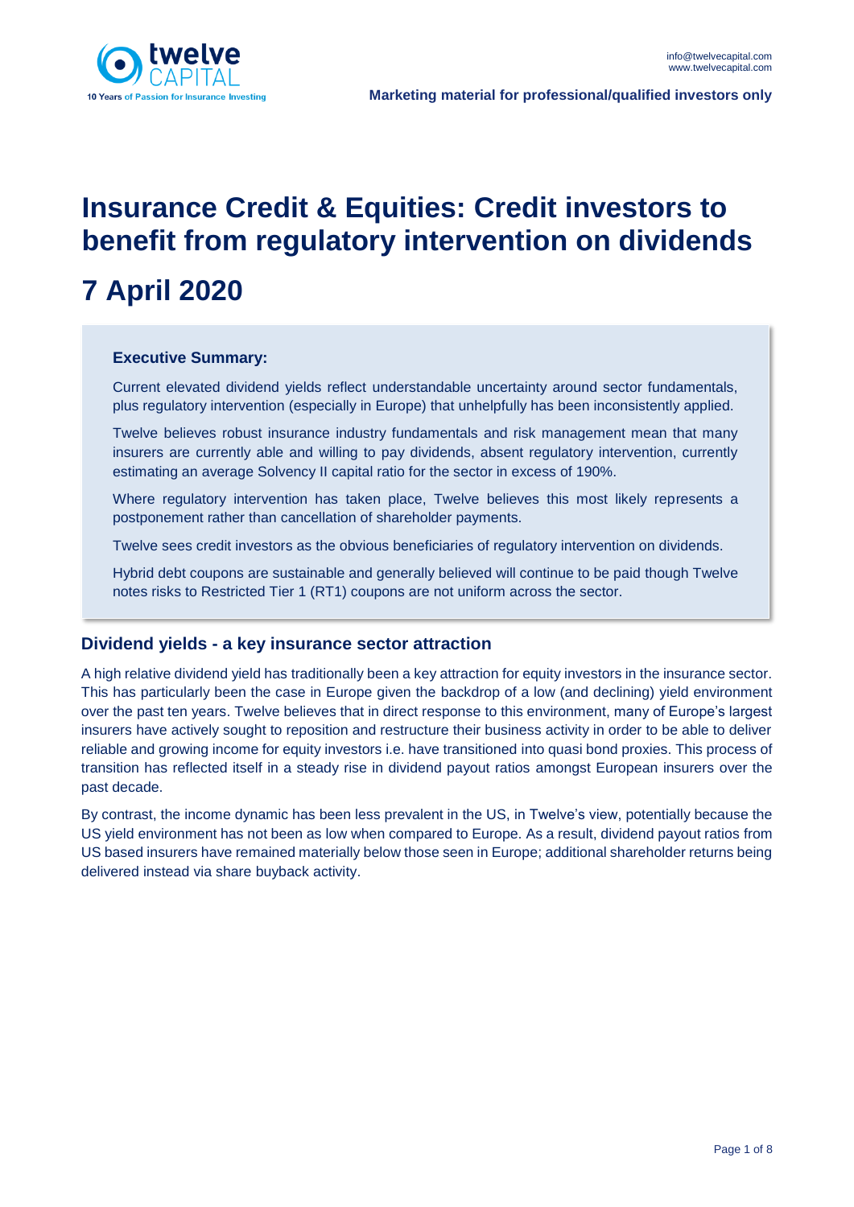# Insurance Credit & Equities: Credit investors to benefit from regulatory intervention on dividends

# 7 April 2020

**Executive Summary:**

Current elevated dividend yields reflect understandable uncertainty around sector fundamentals, plus regulatory intervention (especially in Europe) that unhelpfully has been inconsistently applied.

Twelve believes robust insurance industry fundamentals and risk management mean that many insurers are currently able and willing to pay dividends, absent regulatory intervention, currently estimating an average Solvency II capital ratio for the sector in excess of 190%.

Where regulatory intervention has taken place, Twelve believes this most likely represents a postponement rather than cancellation of shareholder payments.

Twelve sees credit investors as the obvious beneficiaries of regulatory intervention on dividends.

Hybrid debt coupons are sustainable and generally believed will continue to be paid though Twelve notes risks to Restricted Tier 1 (RT1) coupons are not uniform across the sector.

## Dividend yields - a key insurance sector attraction

A high relative dividend yield has traditionally been a key attraction for equity investors in the insurance sector. This has particularly been the case in Europe given the backdrop of a low (and declining) yield environment over the past ten years. Twelve believes that in direct response to this environment, many of Europe's largest insurers have actively sought to reposition and restructure their business activity in order to be able to deliver reliable and growing income for equity investors i.e. have transitioned into quasi bond proxies. This process of transition has reflected itself in a steady rise in dividend payout ratios amongst European insurers over the past decade.

By contrast, the income dynamic has been less prevalent in the US, in Twelve's view, potentially because the US yield environment has not been as low when compared to Europe. As a result, dividend payout ratios from US based insurers have remained materially below those seen in Europe; additional shareholder returns being delivered instead via share buyback activity.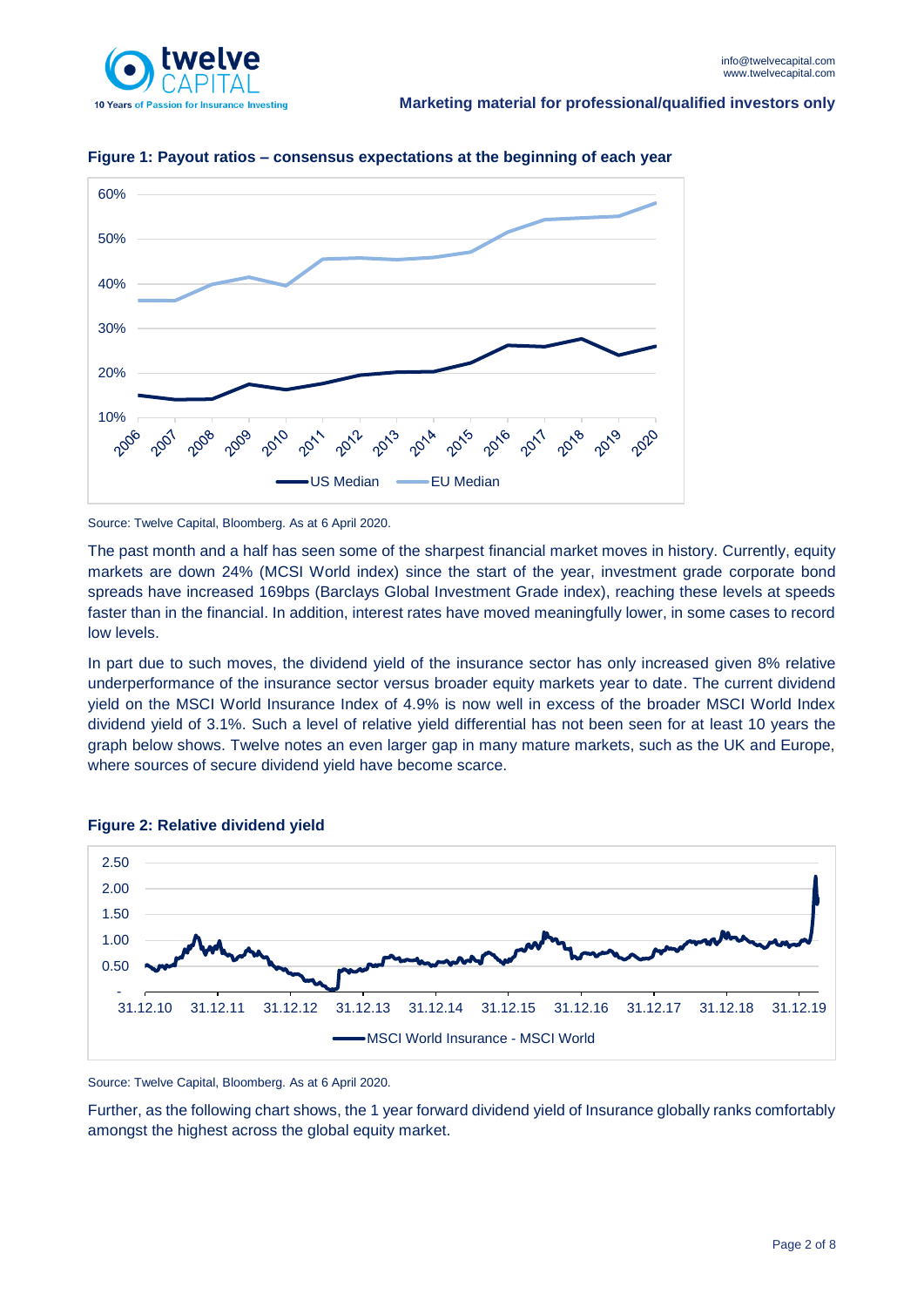**Figure 1: Payout ratios – consensus expectations at the beginning of each year**

Source: Twelve Capital, Bloomberg. As at 6 April 2020.

The past month and a half has seen some of the sharpest financial market moves in history. Currently, equity markets are down 24% (MCSI World index) since the start of the year, investment grade corporate bond spreads have increased 169bps (Barclays Global Investment Grade index), reaching these levels at speeds faster than in the financial. In addition, interest rates have moved meaningfully lower, in some cases to record low levels.

In part due to such moves, the dividend yield of the insurance sector has only increased given 8% relative underperformance of the insurance sector versus broader equity markets year to date. The current dividend yield on the MSCI World Insurance Index of 4.9% is now well in excess of the broader MSCI World Index dividend yield of 3.1%. Such a level of relative yield differential has not been seen for at least 10 years the graph below shows. Twelve notes an even larger gap in many mature markets, such as the UK and Europe, where sources of secure dividend yield have become scarce.

**Figure 2: Relative dividend yield**

Source: Twelve Capital, Bloomberg. As at 6 April 2020.

Further, as the following chart shows, the 1 year forward dividend yield of Insurance globally ranks comfortably amongst the highest across the global equity market.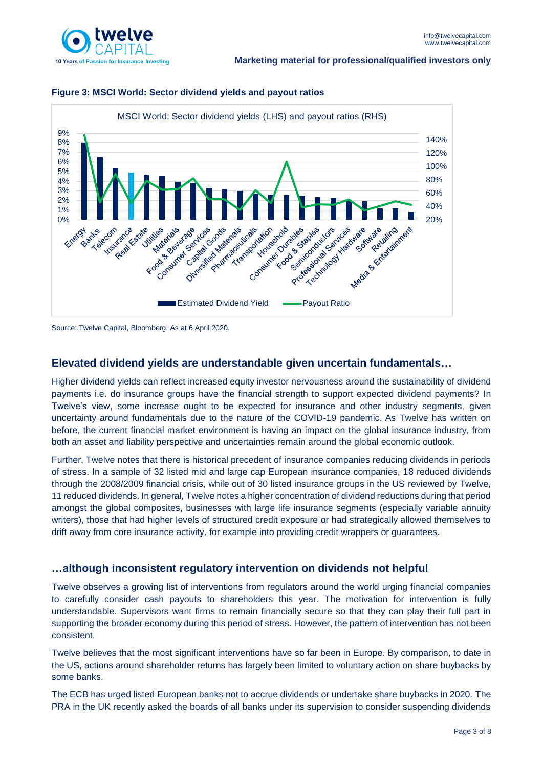**Figure 3: MSCI World: Sector dividend yields and payout ratios**

Source: Twelve Capital, Bloomberg. As at 6 April 2020.

## Elevated dividend yields are understandable given uncertain fundamentals…

Higher dividend yields can reflect increased equity investor nervousness around the sustainability of dividend payments i.e. do insurance groups have the financial strength to support expected dividend payments? In Twelve's view, some increase ought to be expected for insurance and other industry segments, given uncertainty around fundamentals due to the nature of the COVID-19 pandemic. As Twelve has written on before, the current financial market environment is having an impact on the global insurance industry, from both an asset and liability perspective and uncertainties remain around the global economic outlook.

Further, Twelve notes that there is historical precedent of insurance companies reducing dividends in periods of stress. In a sample of 32 listed mid and large cap European insurance companies, 18 reduced dividends through the 2008/2009 financial crisis, while out of 30 listed insurance groups in the US reviewed by Twelve, 11 reduced dividends. In general, Twelve notes a higher concentration of dividend reductions during that period amongst the global composites, businesses with large life insurance segments (especially variable annuity writers), those that had higher levels of structured credit exposure or had strategically allowed themselves to drift away from core insurance activity, for example into providing credit wrappers or guarantees.

## …although inconsistent regulatory intervention on dividends not helpful

Twelve observes a growing list of interventions from regulators around the world urging financial companies to carefully consider cash payouts to shareholders this year. The motivation for intervention is fully understandable. Supervisors want firms to remain financially secure so that they can play their full part in supporting the broader economy during this period of stress. However, the pattern of intervention has not been consistent.

Twelve believes that the most significant interventions have so far been in Europe. By comparison, to date in the US, actions around shareholder returns has largely been limited to voluntary action on share buybacks by some banks.

The ECB has urged listed European banks not to accrue dividends or undertake share buybacks in 2020. The PRA in the UK recently asked the boards of all banks under its supervision to consider suspending dividends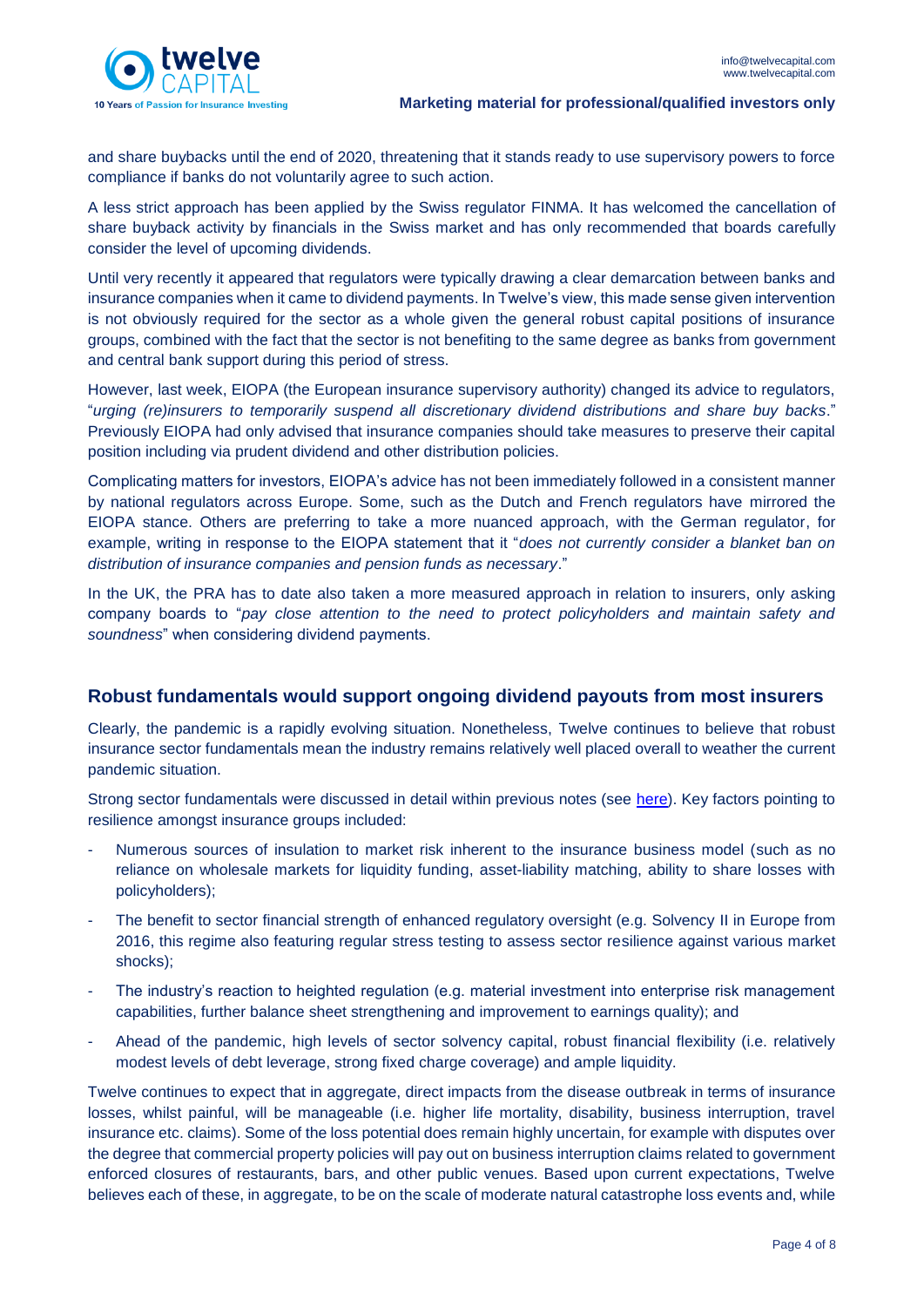and share buybacks until the end of 2020, threatening that it stands ready to use supervisory powers to force compliance if banks do not voluntarily agree to such action.

A less strict approach has been applied by the Swiss regulator FINMA. It has welcomed the cancellation of share buyback activity by financials in the Swiss market and has only recommended that boards carefully consider the level of upcoming dividends.

Until very recently it appeared that regulators were typically drawing a clear demarcation between banks and insurance companies when it came to dividend payments. In Twelve's view, this made sense given intervention is not obviously required for the sector as a whole given the general robust capital positions of insurance groups, combined with the fact that the sector is not benefiting to the same degree as banks from government and central bank support during this period of stress.

However, last week, EIOPA (the European insurance supervisory authority) changed its advice to regulators, "*urging (re)insurers to temporarily suspend all discretionary dividend distributions and share buy backs*." Previously EIOPA had only advised that insurance companies should take measures to preserve their capital position including via prudent dividend and other distribution policies.

Complicating matters for investors, EIOPA's advice has not been immediately followed in a consistent manner by national regulators across Europe. Some, such as the Dutch and French regulators have mirrored the EIOPA stance. Others are preferring to take a more nuanced approach, with the German regulator, for example, writing in response to the EIOPA statement that it "*does not currently consider a blanket ban on distribution of insurance companies and pension funds as necessary*."

In the UK, the PRA has to date also taken a more measured approach in relation to insurers, only asking company boards to "*pay close attention to the need to protect policyholders and maintain safety and soundness*" when considering dividend payments.

## Robust fundamentals would support ongoing dividend payouts from most insurers

Clearly, the pandemic is a rapidly evolving situation. Nonetheless, Twelve continues to believe that robust insurance sector fundamentals mean the industry remains relatively well placed overall to weather the current pandemic situation.

Strong sector fundamentals were discussed in detail within previous notes (see here). Key factors pointing to resilience amongst insurance groups included:

- Numerous sources of insulation to market risk inherent to the insurance business model (such as no reliance on wholesale markets for liquidity funding, asset-liability matching, ability to share losses with policyholders);
- The benefit to sector financial strength of enhanced regulatory oversight (e.g. Solvency II in Europe from 2016, this regime also featuring regular stress testing to assess sector resilience against various market shocks);
- The industry's reaction to heighted regulation (e.g. material investment into enterprise risk management capabilities, further balance sheet strengthening and improvement to earnings quality); and
- Ahead of the pandemic, high levels of sector solvency capital, robust financial flexibility (i.e. relatively modest levels of debt leverage, strong fixed charge coverage) and ample liquidity.

Twelve continues to expect that in aggregate, direct impacts from the disease outbreak in terms of insurance losses, whilst painful, will be manageable (i.e. higher life mortality, disability, business interruption, travel insurance etc. claims). Some of the loss potential does remain highly uncertain, for example with disputes over the degree that commercial property policies will pay out on business interruption claims related to government enforced closures of restaurants, bars, and other public venues. Based upon current expectations, Twelve believes each of these, in aggregate, to be on the scale of moderate natural catastrophe loss events and, while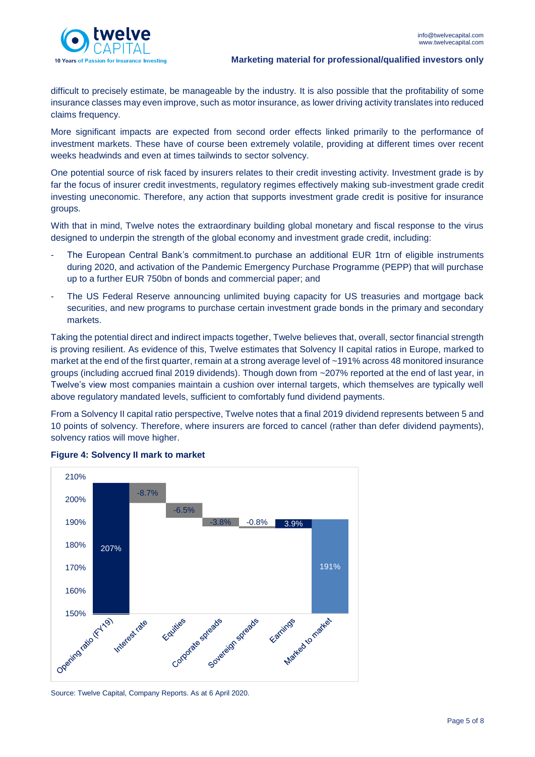difficult to precisely estimate, be manageable by the industry. It is also possible that the profitability of some insurance classes may even improve, such as motor insurance, as lower driving activity translates into reduced claims frequency.

More significant impacts are expected from second order effects linked primarily to the performance of investment markets. These have of course been extremely volatile, providing at different times over recent weeks headwinds and even at times tailwinds to sector solvency.

One potential source of risk faced by insurers relates to their credit investing activity. Investment grade is by far the focus of insurer credit investments, regulatory regimes effectively making sub-investment grade credit investing uneconomic. Therefore, any action that supports investment grade credit is positive for insurance groups.

With that in mind, Twelve notes the extraordinary building global monetary and fiscal response to the virus designed to underpin the strength of the global economy and investment grade credit, including:

- The European Central Bank's commitment.to purchase an additional EUR 1trn of eligible instruments during 2020, and activation of the Pandemic Emergency Purchase Programme (PEPP) that will purchase up to a further EUR 750bn of bonds and commercial paper; and
- The US Federal Reserve announcing unlimited buying capacity for US treasuries and mortgage back securities, and new programs to purchase certain investment grade bonds in the primary and secondary markets.

Taking the potential direct and indirect impacts together, Twelve believes that, overall, sector financial strength is proving resilient. As evidence of this, Twelve estimates that Solvency II capital ratios in Europe, marked to market at the end of the first quarter, remain at a strong average level of ~191% across 48 monitored insurance groups (including accrued final 2019 dividends). Though down from ~207% reported at the end of last year, in Twelve's view most companies maintain a cushion over internal targets, which themselves are typically well above regulatory mandated levels, sufficient to comfortably fund dividend payments.

From a Solvency II capital ratio perspective, Twelve notes that a final 2019 dividend represents between 5 and 10 points of solvency. Therefore, where insurers are forced to cancel (rather than defer dividend payments), solvency ratios will move higher.

**Figure 4: Solvency II mark to market**

| Opening ratio (FY19) | Interest rate | Equities | Corporate spreads | Sovereign spreads | Earnings | Marked to market |
|---|---|---|---|---|---|---|
| 207% | -8.7% | -6.5% | -3.8% | -0.8% | 3.9% | 191% |

Source: Twelve Capital, Company Reports. As at 6 April 2020.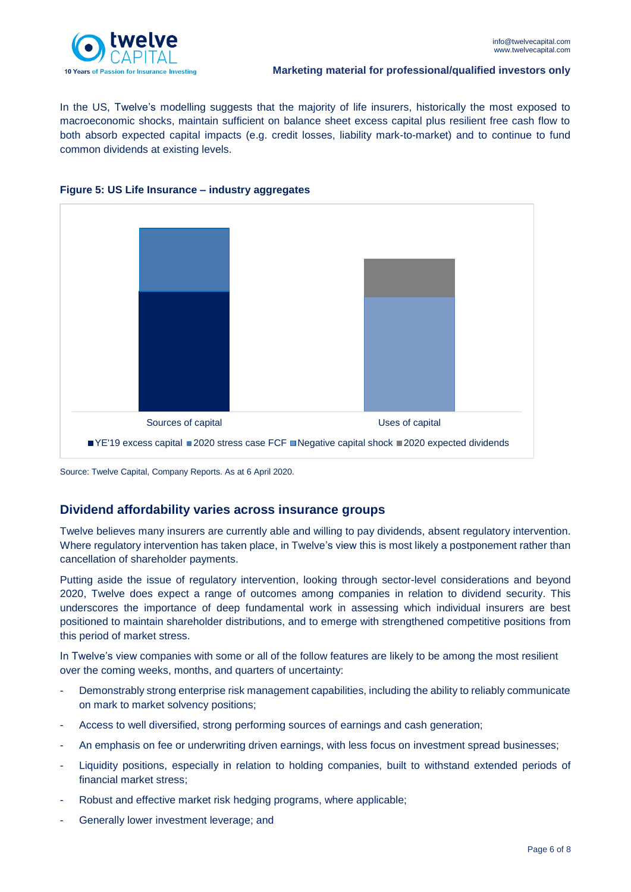In the US, Twelve's modelling suggests that the majority of life insurers, historically the most exposed to macroeconomic shocks, maintain sufficient on balance sheet excess capital plus resilient free cash flow to both absorb expected capital impacts (e.g. credit losses, liability mark-to-market) and to continue to fund common dividends at existing levels.

**Figure 5: US Life Insurance – industry aggregates**

Sources of capital

Uses of capital

■ YE'19 excess capital ■ 2020 stress case FCF ■ Negative capital shock ■ 2020 expected dividends

Source: Twelve Capital, Company Reports. As at 6 April 2020.

## Dividend affordability varies across insurance groups

Twelve believes many insurers are currently able and willing to pay dividends, absent regulatory intervention. Where regulatory intervention has taken place, in Twelve's view this is most likely a postponement rather than cancellation of shareholder payments.

Putting aside the issue of regulatory intervention, looking through sector-level considerations and beyond 2020, Twelve does expect a range of outcomes among companies in relation to dividend security. This underscores the importance of deep fundamental work in assessing which individual insurers are best positioned to maintain shareholder distributions, and to emerge with strengthened competitive positions from this period of market stress.

In Twelve's view companies with some or all of the follow features are likely to be among the most resilient over the coming weeks, months, and quarters of uncertainty:

- Demonstrably strong enterprise risk management capabilities, including the ability to reliably communicate on mark to market solvency positions;
- Access to well diversified, strong performing sources of earnings and cash generation;
- An emphasis on fee or underwriting driven earnings, with less focus on investment spread businesses;
- Liquidity positions, especially in relation to holding companies, built to withstand extended periods of financial market stress;
- Robust and effective market risk hedging programs, where applicable;
- Generally lower investment leverage; and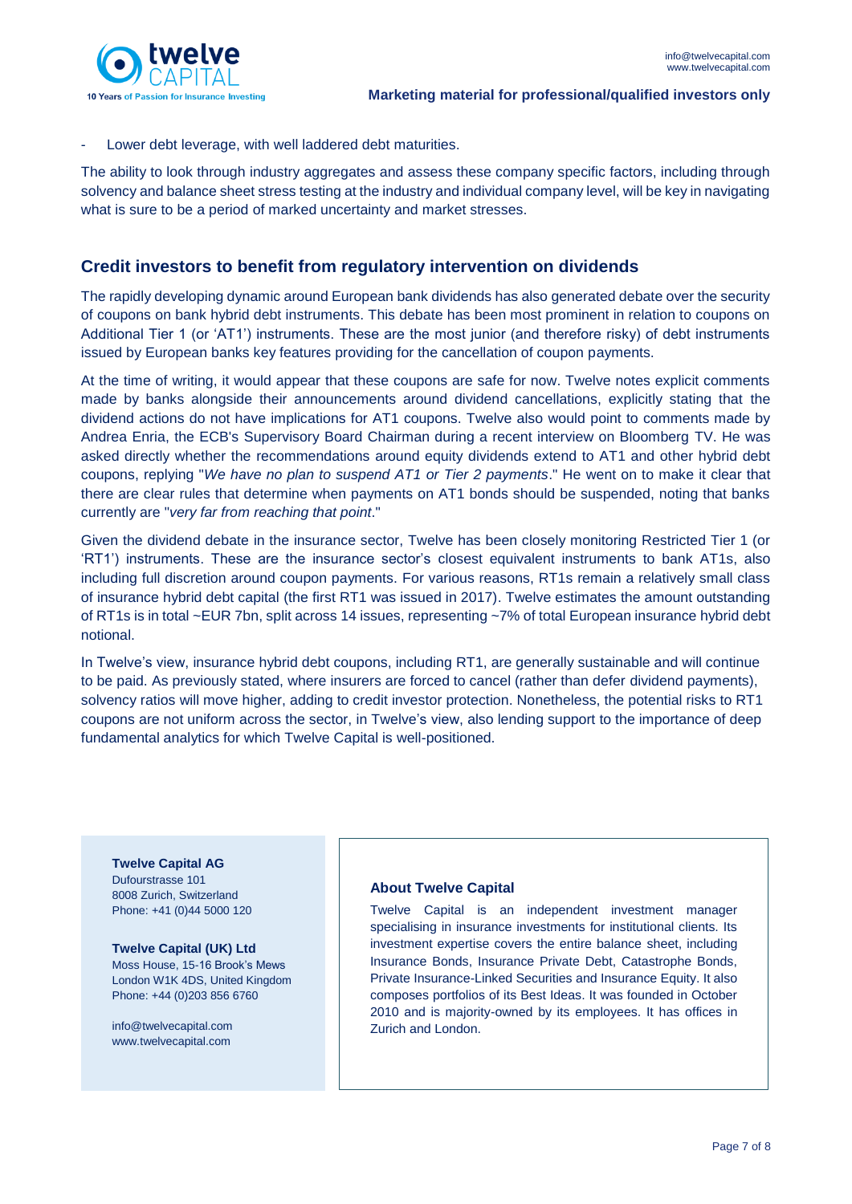- Lower debt leverage, with well laddered debt maturities.

The ability to look through industry aggregates and assess these company specific factors, including through solvency and balance sheet stress testing at the industry and individual company level, will be key in navigating what is sure to be a period of marked uncertainty and market stresses.

## Credit investors to benefit from regulatory intervention on dividends

The rapidly developing dynamic around European bank dividends has also generated debate over the security of coupons on bank hybrid debt instruments. This debate has been most prominent in relation to coupons on Additional Tier 1 (or 'AT1') instruments. These are the most junior (and therefore risky) of debt instruments issued by European banks key features providing for the cancellation of coupon payments.

At the time of writing, it would appear that these coupons are safe for now. Twelve notes explicit comments made by banks alongside their announcements around dividend cancellations, explicitly stating that the dividend actions do not have implications for AT1 coupons. Twelve also would point to comments made by Andrea Enria, the ECB's Supervisory Board Chairman during a recent interview on Bloomberg TV. He was asked directly whether the recommendations around equity dividends extend to AT1 and other hybrid debt coupons, replying "*We have no plan to suspend AT1 or Tier 2 payments*." He went on to make it clear that there are clear rules that determine when payments on AT1 bonds should be suspended, noting that banks currently are "*very far from reaching that point*."

Given the dividend debate in the insurance sector, Twelve has been closely monitoring Restricted Tier 1 (or 'RT1') instruments. These are the insurance sector's closest equivalent instruments to bank AT1s, also including full discretion around coupon payments. For various reasons, RT1s remain a relatively small class of insurance hybrid debt capital (the first RT1 was issued in 2017). Twelve estimates the amount outstanding of RT1s is in total ~EUR 7bn, split across 14 issues, representing ~7% of total European insurance hybrid debt notional.

In Twelve's view, insurance hybrid debt coupons, including RT1, are generally sustainable and will continue to be paid. As previously stated, where insurers are forced to cancel (rather than defer dividend payments), solvency ratios will move higher, adding to credit investor protection. Nonetheless, the potential risks to RT1 coupons are not uniform across the sector, in Twelve's view, also lending support to the importance of deep fundamental analytics for which Twelve Capital is well-positioned.

**Twelve Capital AG**
Dufourstrasse 101
8008 Zurich, Switzerland
Phone: +41 (0)44 5000 120

**Twelve Capital (UK) Ltd**
Moss House, 15-16 Brook's Mews
London W1K 4DS, United Kingdom
Phone: +44 (0)203 856 6760

info@twelvecapital.com
www.twelvecapital.com

**About Twelve Capital**

Twelve Capital is an independent investment manager specialising in insurance investments for institutional clients. Its investment expertise covers the entire balance sheet, including Insurance Bonds, Insurance Private Debt, Catastrophe Bonds, Private Insurance-Linked Securities and Insurance Equity. It also composes portfolios of its Best Ideas. It was founded in October 2010 and is majority-owned by its employees. It has offices in Zurich and London.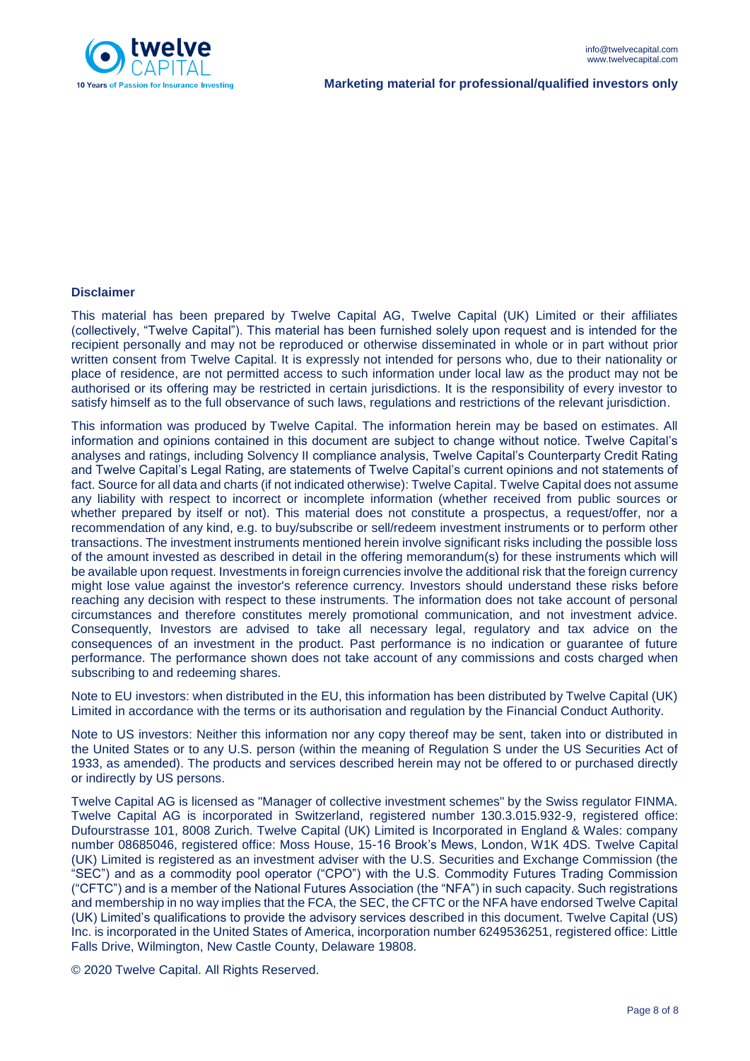## Disclaimer

This material has been prepared by Twelve Capital AG, Twelve Capital (UK) Limited or their affiliates (collectively, "Twelve Capital"). This material has been furnished solely upon request and is intended for the recipient personally and may not be reproduced or otherwise disseminated in whole or in part without prior written consent from Twelve Capital. It is expressly not intended for persons who, due to their nationality or place of residence, are not permitted access to such information under local law as the product may not be authorised or its offering may be restricted in certain jurisdictions. It is the responsibility of every investor to satisfy himself as to the full observance of such laws, regulations and restrictions of the relevant jurisdiction.

This information was produced by Twelve Capital. The information herein may be based on estimates. All information and opinions contained in this document are subject to change without notice. Twelve Capital's analyses and ratings, including Solvency II compliance analysis, Twelve Capital's Counterparty Credit Rating and Twelve Capital's Legal Rating, are statements of Twelve Capital's current opinions and not statements of fact. Source for all data and charts (if not indicated otherwise): Twelve Capital. Twelve Capital does not assume any liability with respect to incorrect or incomplete information (whether received from public sources or whether prepared by itself or not). This material does not constitute a prospectus, a request/offer, nor a recommendation of any kind, e.g. to buy/subscribe or sell/redeem investment instruments or to perform other transactions. The investment instruments mentioned herein involve significant risks including the possible loss of the amount invested as described in detail in the offering memorandum(s) for these instruments which will be available upon request. Investments in foreign currencies involve the additional risk that the foreign currency might lose value against the investor's reference currency. Investors should understand these risks before reaching any decision with respect to these instruments. The information does not take account of personal circumstances and therefore constitutes merely promotional communication, and not investment advice. Consequently, Investors are advised to take all necessary legal, regulatory and tax advice on the consequences of an investment in the product. Past performance is no indication or guarantee of future performance. The performance shown does not take account of any commissions and costs charged when subscribing to and redeeming shares.

Note to EU investors: when distributed in the EU, this information has been distributed by Twelve Capital (UK) Limited in accordance with the terms or its authorisation and regulation by the Financial Conduct Authority.

Note to US investors: Neither this information nor any copy thereof may be sent, taken into or distributed in the United States or to any U.S. person (within the meaning of Regulation S under the US Securities Act of 1933, as amended). The products and services described herein may not be offered to or purchased directly or indirectly by US persons.

Twelve Capital AG is licensed as "Manager of collective investment schemes" by the Swiss regulator FINMA. Twelve Capital AG is incorporated in Switzerland, registered number 130.3.015.932-9, registered office: Dufourstrasse 101, 8008 Zurich. Twelve Capital (UK) Limited is Incorporated in England & Wales: company number 08685046, registered office: Moss House, 15-16 Brook's Mews, London, W1K 4DS. Twelve Capital (UK) Limited is registered as an investment adviser with the U.S. Securities and Exchange Commission (the "SEC") and as a commodity pool operator ("CPO") with the U.S. Commodity Futures Trading Commission ("CFTC") and is a member of the National Futures Association (the "NFA") in such capacity. Such registrations and membership in no way implies that the FCA, the SEC, the CFTC or the NFA have endorsed Twelve Capital (UK) Limited's qualifications to provide the advisory services described in this document. Twelve Capital (US) Inc. is incorporated in the United States of America, incorporation number 6249536251, registered office: Little Falls Drive, Wilmington, New Castle County, Delaware 19808.

© 2020 Twelve Capital. All Rights Reserved.